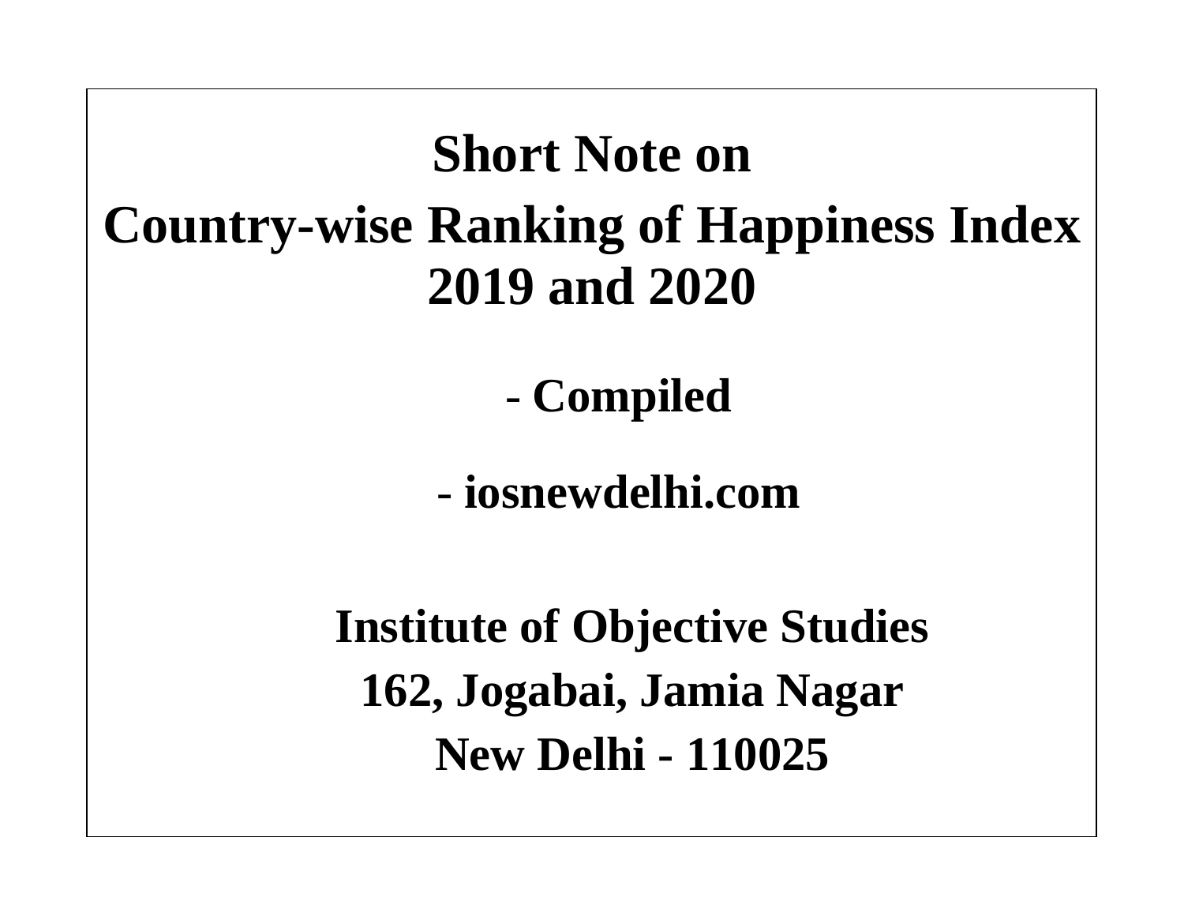# Short Note on Country-wise Ranking of Happiness Index 2019 and 2020

**- Compiled**

**- iosnewdelhi.com**

**Institute of Objective Studies**

**162, Jogabai, Jamia Nagar**

**New Delhi - 110025**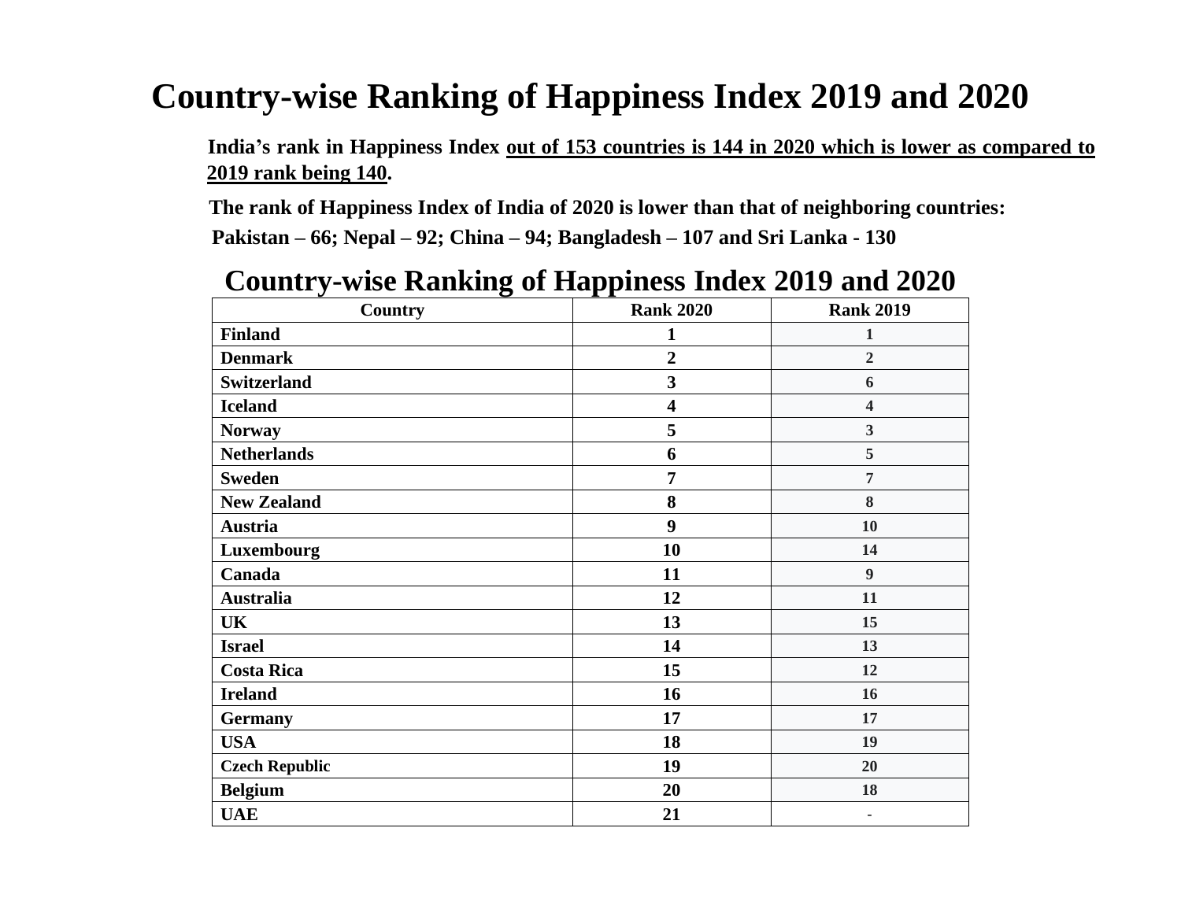# Country-wise Ranking of Happiness Index 2019 and 2020

**India's rank in Happiness Index out of 153 countries is 144 in 2020 which is lower as compared to 2019 rank being 140.**

**The rank of Happiness Index of India of 2020 is lower than that of neighboring countries:**

**Pakistan – 66; Nepal – 92; China – 94; Bangladesh – 107 and Sri Lanka - 130**

## Country-wise Ranking of Happiness Index 2019 and 2020

| Country | Rank 2020 | Rank 2019 |
|---|---|---|
| Finland | 1 | 1 |
| Denmark | 2 | 2 |
| Switzerland | 3 | 6 |
| Iceland | 4 | 4 |
| Norway | 5 | 3 |
| Netherlands | 6 | 5 |
| Sweden | 7 | 7 |
| New Zealand | 8 | 8 |
| Austria | 9 | 10 |
| Luxembourg | 10 | 14 |
| Canada | 11 | 9 |
| Australia | 12 | 11 |
| UK | 13 | 15 |
| Israel | 14 | 13 |
| Costa Rica | 15 | 12 |
| Ireland | 16 | 16 |
| Germany | 17 | 17 |
| USA | 18 | 19 |
| Czech Republic | 19 | 20 |
| Belgium | 20 | 18 |
| UAE | 21 | - |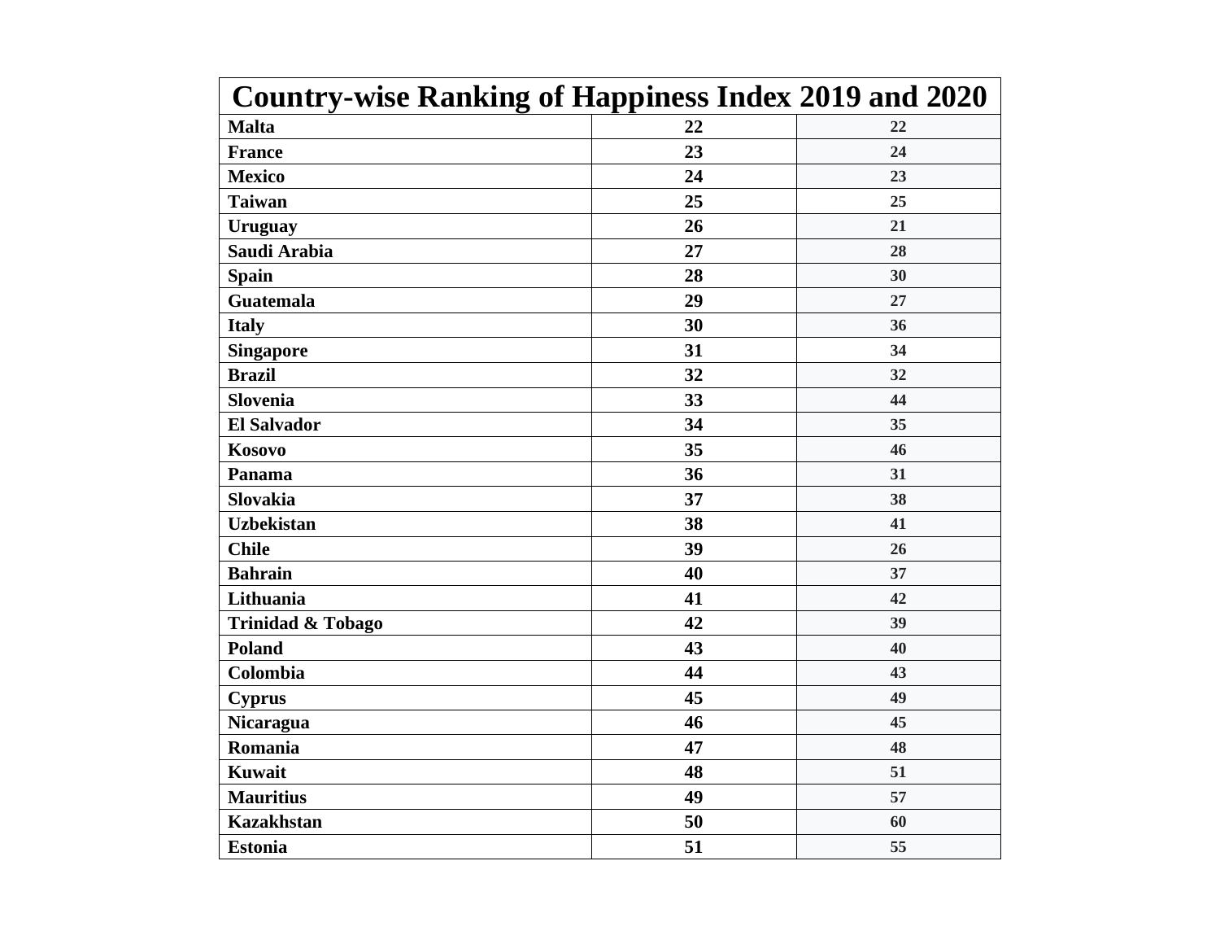| Country-wise Ranking of Happiness Index 2019 and 2020 | | |
|---|---|---|
| **Malta** | **22** | **22** |
| **France** | **23** | **24** |
| **Mexico** | **24** | **23** |
| **Taiwan** | **25** | **25** |
| **Uruguay** | **26** | **21** |
| **Saudi Arabia** | **27** | **28** |
| **Spain** | **28** | **30** |
| **Guatemala** | **29** | **27** |
| **Italy** | **30** | **36** |
| **Singapore** | **31** | **34** |
| **Brazil** | **32** | **32** |
| **Slovenia** | **33** | **44** |
| **El Salvador** | **34** | **35** |
| **Kosovo** | **35** | **46** |
| **Panama** | **36** | **31** |
| **Slovakia** | **37** | **38** |
| **Uzbekistan** | **38** | **41** |
| **Chile** | **39** | **26** |
| **Bahrain** | **40** | **37** |
| **Lithuania** | **41** | **42** |
| **Trinidad & Tobago** | **42** | **39** |
| **Poland** | **43** | **40** |
| **Colombia** | **44** | **43** |
| **Cyprus** | **45** | **49** |
| **Nicaragua** | **46** | **45** |
| **Romania** | **47** | **48** |
| **Kuwait** | **48** | **51** |
| **Mauritius** | **49** | **57** |
| **Kazakhstan** | **50** | **60** |
| **Estonia** | **51** | **55** |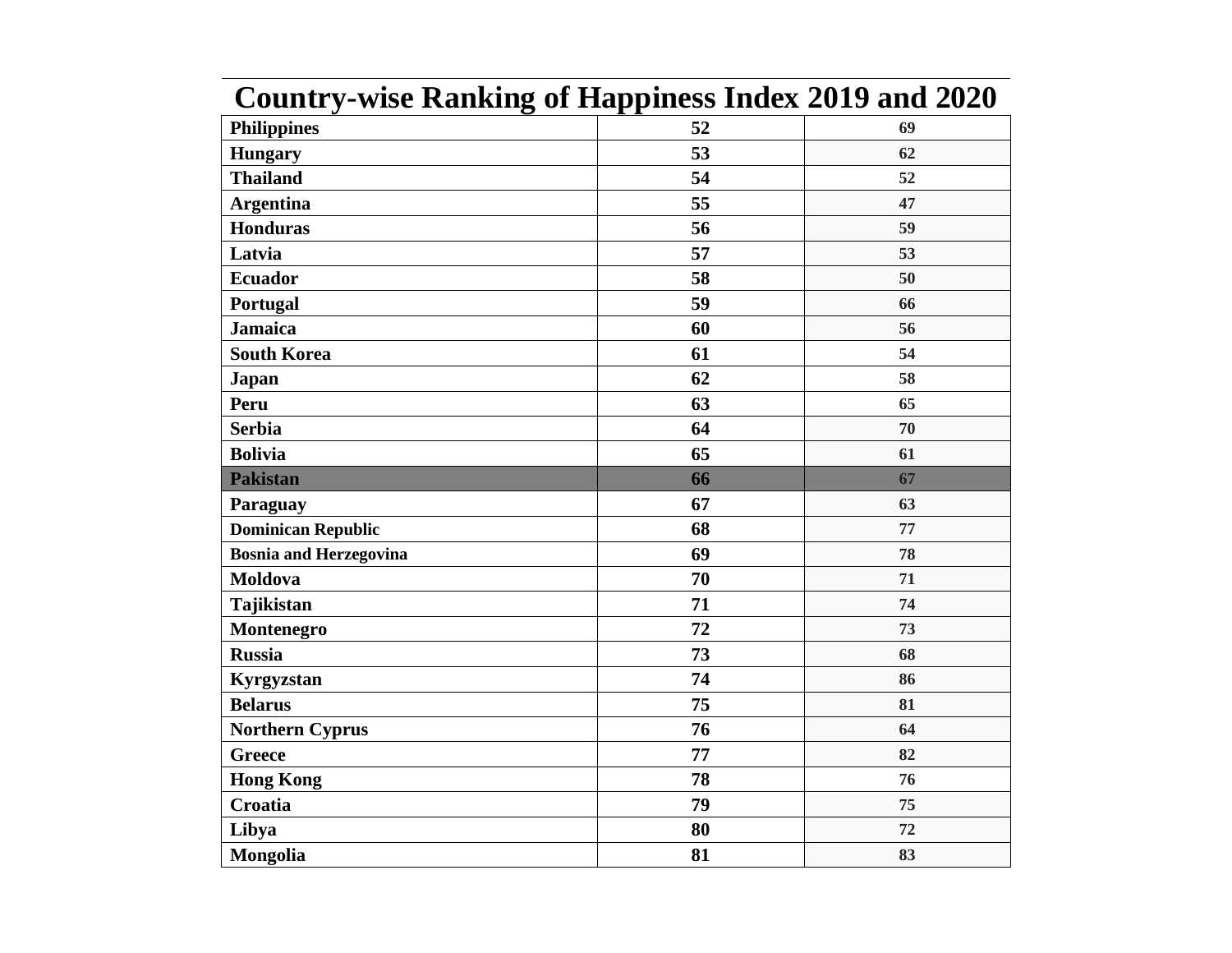# Country-wise Ranking of Happiness Index 2019 and 2020

| | | |
|---|---|---|
| **Philippines** | **52** | **69** |
| **Hungary** | **53** | **62** |
| **Thailand** | **54** | **52** |
| **Argentina** | **55** | **47** |
| **Honduras** | **56** | **59** |
| **Latvia** | **57** | **53** |
| **Ecuador** | **58** | **50** |
| **Portugal** | **59** | **66** |
| **Jamaica** | **60** | **56** |
| **South Korea** | **61** | **54** |
| **Japan** | **62** | **58** |
| **Peru** | **63** | **65** |
| **Serbia** | **64** | **70** |
| **Bolivia** | **65** | **61** |
| **Pakistan** | **66** | **67** |
| **Paraguay** | **67** | **63** |
| **Dominican Republic** | **68** | **77** |
| **Bosnia and Herzegovina** | **69** | **78** |
| **Moldova** | **70** | **71** |
| **Tajikistan** | **71** | **74** |
| **Montenegro** | **72** | **73** |
| **Russia** | **73** | **68** |
| **Kyrgyzstan** | **74** | **86** |
| **Belarus** | **75** | **81** |
| **Northern Cyprus** | **76** | **64** |
| **Greece** | **77** | **82** |
| **Hong Kong** | **78** | **76** |
| **Croatia** | **79** | **75** |
| **Libya** | **80** | **72** |
| **Mongolia** | **81** | **83** |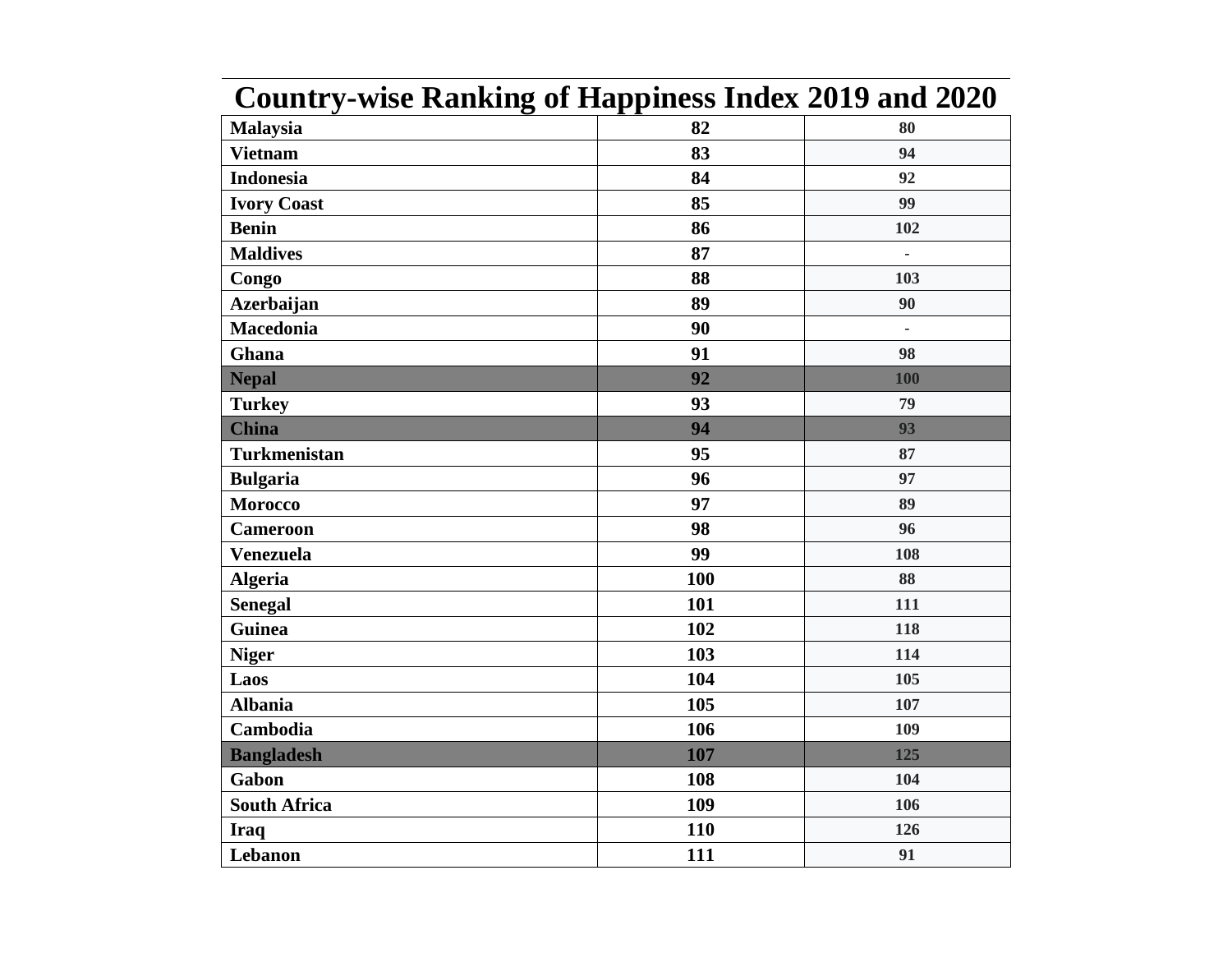# Country-wise Ranking of Happiness Index 2019 and 2020

| | | |
|---|---|---|
| **Malaysia** | **82** | **80** |
| **Vietnam** | **83** | **94** |
| **Indonesia** | **84** | **92** |
| **Ivory Coast** | **85** | **99** |
| **Benin** | **86** | **102** |
| **Maldives** | **87** | - |
| **Congo** | **88** | **103** |
| **Azerbaijan** | **89** | **90** |
| **Macedonia** | **90** | - |
| **Ghana** | **91** | **98** |
| **Nepal** | **92** | **100** |
| **Turkey** | **93** | **79** |
| **China** | **94** | **93** |
| **Turkmenistan** | **95** | **87** |
| **Bulgaria** | **96** | **97** |
| **Morocco** | **97** | **89** |
| **Cameroon** | **98** | **96** |
| **Venezuela** | **99** | **108** |
| **Algeria** | **100** | **88** |
| **Senegal** | **101** | **111** |
| **Guinea** | **102** | **118** |
| **Niger** | **103** | **114** |
| **Laos** | **104** | **105** |
| **Albania** | **105** | **107** |
| **Cambodia** | **106** | **109** |
| **Bangladesh** | **107** | **125** |
| **Gabon** | **108** | **104** |
| **South Africa** | **109** | **106** |
| **Iraq** | **110** | **126** |
| **Lebanon** | **111** | **91** |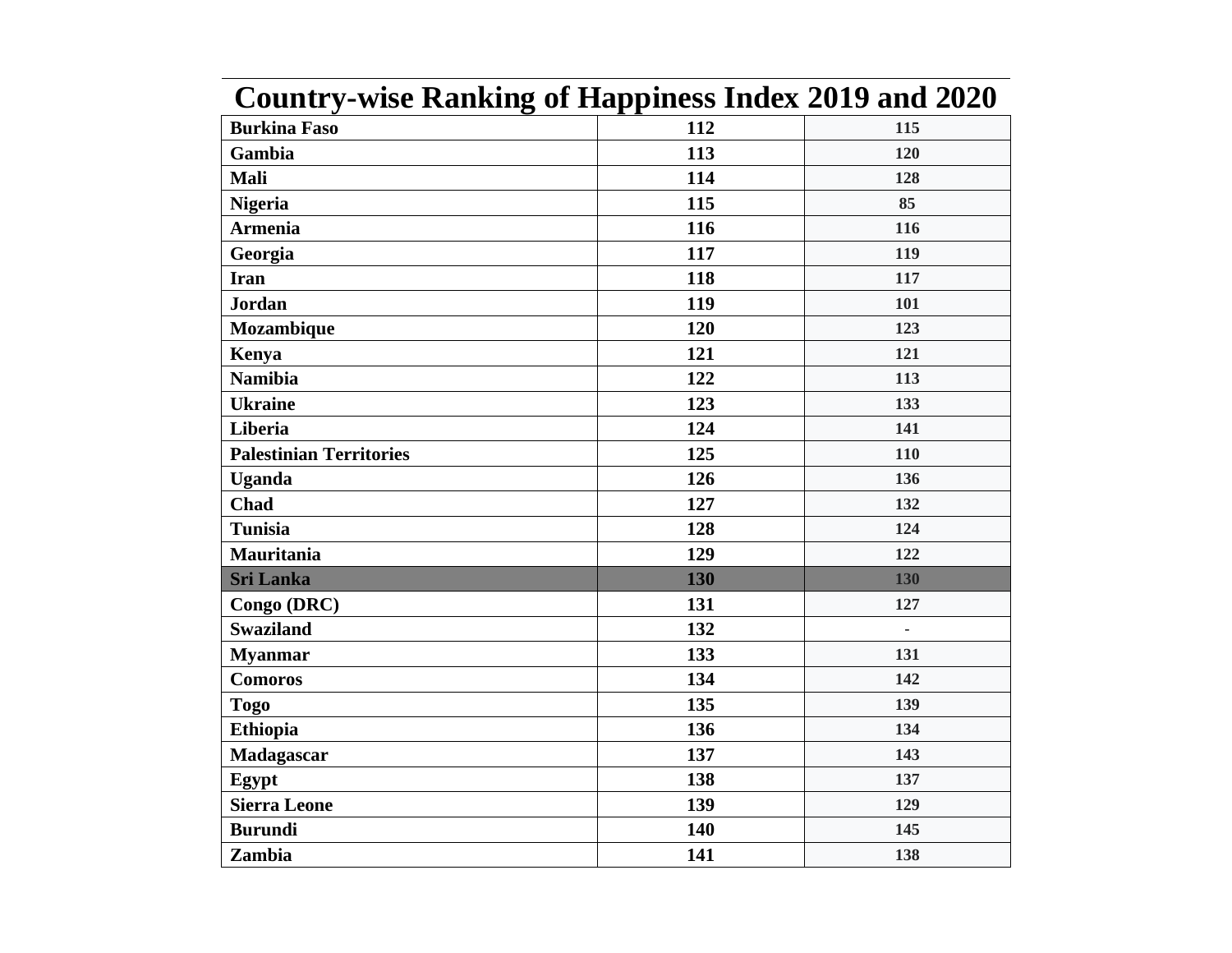# Country-wise Ranking of Happiness Index 2019 and 2020

| | | |
|---|---|---|
| **Burkina Faso** | **112** | **115** |
| **Gambia** | **113** | **120** |
| **Mali** | **114** | **128** |
| **Nigeria** | **115** | **85** |
| **Armenia** | **116** | **116** |
| **Georgia** | **117** | **119** |
| **Iran** | **118** | **117** |
| **Jordan** | **119** | **101** |
| **Mozambique** | **120** | **123** |
| **Kenya** | **121** | **121** |
| **Namibia** | **122** | **113** |
| **Ukraine** | **123** | **133** |
| **Liberia** | **124** | **141** |
| **Palestinian Territories** | **125** | **110** |
| **Uganda** | **126** | **136** |
| **Chad** | **127** | **132** |
| **Tunisia** | **128** | **124** |
| **Mauritania** | **129** | **122** |
| **Sri Lanka** | **130** | **130** |
| **Congo (DRC)** | **131** | **127** |
| **Swaziland** | **132** | **-** |
| **Myanmar** | **133** | **131** |
| **Comoros** | **134** | **142** |
| **Togo** | **135** | **139** |
| **Ethiopia** | **136** | **134** |
| **Madagascar** | **137** | **143** |
| **Egypt** | **138** | **137** |
| **Sierra Leone** | **139** | **129** |
| **Burundi** | **140** | **145** |
| **Zambia** | **141** | **138** |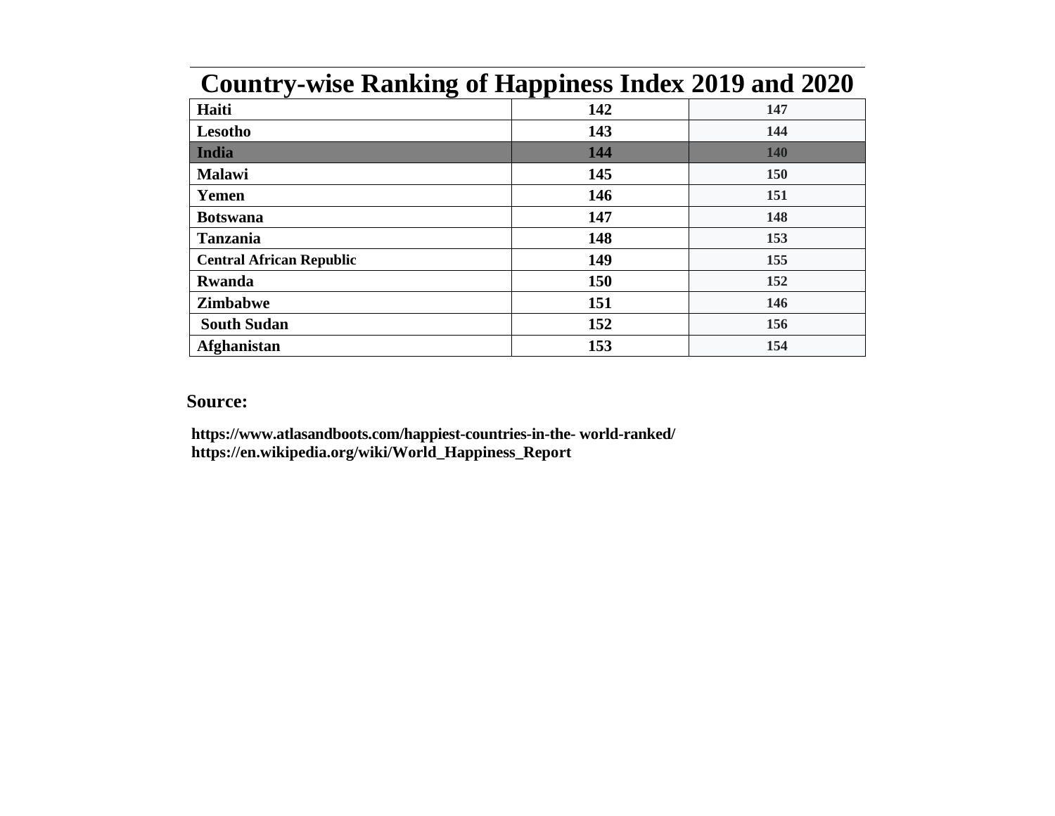# Country-wise Ranking of Happiness Index 2019 and 2020

| | | |
|---|---|---|
| **Haiti** | **142** | **147** |
| **Lesotho** | **143** | **144** |
| **India** | **144** | **140** |
| **Malawi** | **145** | **150** |
| **Yemen** | **146** | **151** |
| **Botswana** | **147** | **148** |
| **Tanzania** | **148** | **153** |
| **Central African Republic** | **149** | **155** |
| **Rwanda** | **150** | **152** |
| **Zimbabwe** | **151** | **146** |
| **South Sudan** | **152** | **156** |
| **Afghanistan** | **153** | **154** |

**Source:**

**https://www.atlasandboots.com/happiest-countries-in-the- world-ranked/**
**https://en.wikipedia.org/wiki/World_Happiness_Report**